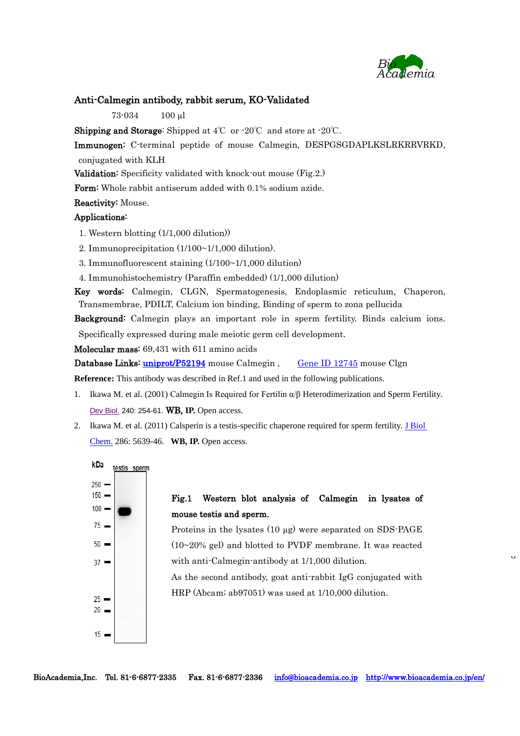# Anti-Calmegin antibody, rabbit serum, KO-Validated

73-034　　100 µl

**Shipping and Storage**: Shipped at 4℃ or -20℃ and store at -20℃.

**Immunogen**: C-terminal peptide of mouse Calmegin, DESPGSGDAPLKSLRKRRVRKD, conjugated with KLH

**Validation**: Specificity validated with knock-out mouse (Fig.2.)

**Form**: Whole rabbit antiserum added with 0.1% sodium azide.

**Reactivity**: Mouse.

**Applications**:

1. Western blotting (1/1,000 dilution))
2. Immunoprecipitation (1/100~1/1,000 dilution).
3. Immunofluorescent staining (1/100~1/1,000 dilution)
4. Immunohistochemistry (Paraffin embedded) (1/1,000 dilution)

**Key words**: Calmegin, CLGN, Spermatogenesis, Endoplasmic reticulum, Chaperon, Transmembrae, PDILT, Calcium ion binding, Binding of sperm to zona pellucida

**Background**: Calmegin plays an important role in sperm fertility. Binds calcium ions. Specifically expressed during male meiotic germ cell development.

**Molecular mass**: 69,431 with 611 amino acids

**Database Links**: uniprot/P52194 mouse Calmegin , Gene ID 12745 mouse Clgn

**Reference:** This antibody was described in Ref.1 and used in the following publications.

1. Ikawa M. et al. (2001) Calmegin Is Required for Fertilin α/β Heterodimerization and Sperm Fertility. Dev Biol. 240: 254-61. **WB, IP.** Open access.
2. Ikawa M. et al. (2011) Calsperin is a testis-specific chaperone required for sperm fertility. J Biol Chem. 286: 5639-46. **WB, IP.** Open access.

**Fig.1 Western blot analysis of Calmegin in lysates of mouse testis and sperm.**

Proteins in the lysates (10 µg) were separated on SDS-PAGE (10~20% gel) and blotted to PVDF membrane. It was reacted with anti-Calmegin-antibody at 1/1,000 dilution.

As the second antibody, goat anti-rabbit IgG conjugated with HRP (Abcam; ab97051) was used at 1/10,000 dilution.

BioAcademia,Inc. Tel. 81-6-6877-2335 Fax. 81-6-6877-2336 info@bioacademia.co.jp http://www.bioacademia.co.jp/en/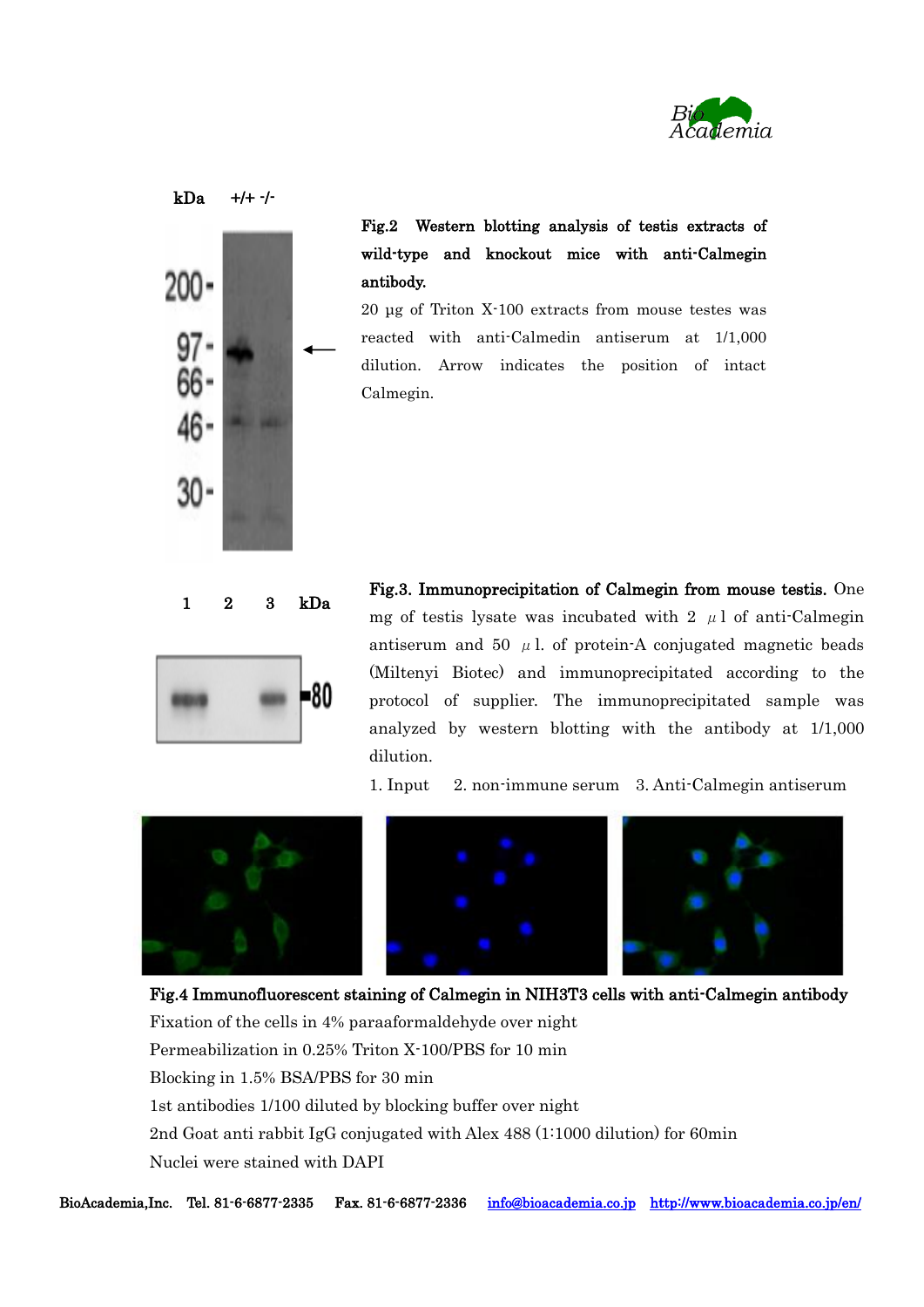**Fig.2 Western blotting analysis of testis extracts of wild-type and knockout mice with anti-Calmegin antibody.**

20 μg of Triton X-100 extracts from mouse testes was reacted with anti-Calmedin antiserum at 1/1,000 dilution. Arrow indicates the position of intact Calmegin.

**Fig.3. Immunoprecipitation of Calmegin from mouse testis.** One mg of testis lysate was incubated with 2 μl of anti-Calmegin antiserum and 50 μl. of protein-A conjugated magnetic beads (Miltenyi Biotec) and immunoprecipitated according to the protocol of supplier. The immunoprecipitated sample was analyzed by western blotting with the antibody at 1/1,000 dilution.

1. Input 2. non-immune serum 3. Anti-Calmegin antiserum

**Fig.4 Immunofluorescent staining of Calmegin in NIH3T3 cells with anti-Calmegin antibody**

Fixation of the cells in 4% paraaformaldehyde over night

Permeabilization in 0.25% Triton X-100/PBS for 10 min

Blocking in 1.5% BSA/PBS for 30 min

1st antibodies 1/100 diluted by blocking buffer over night

2nd Goat anti rabbit IgG conjugated with Alex 488 (1:1000 dilution) for 60min

Nuclei were stained with DAPI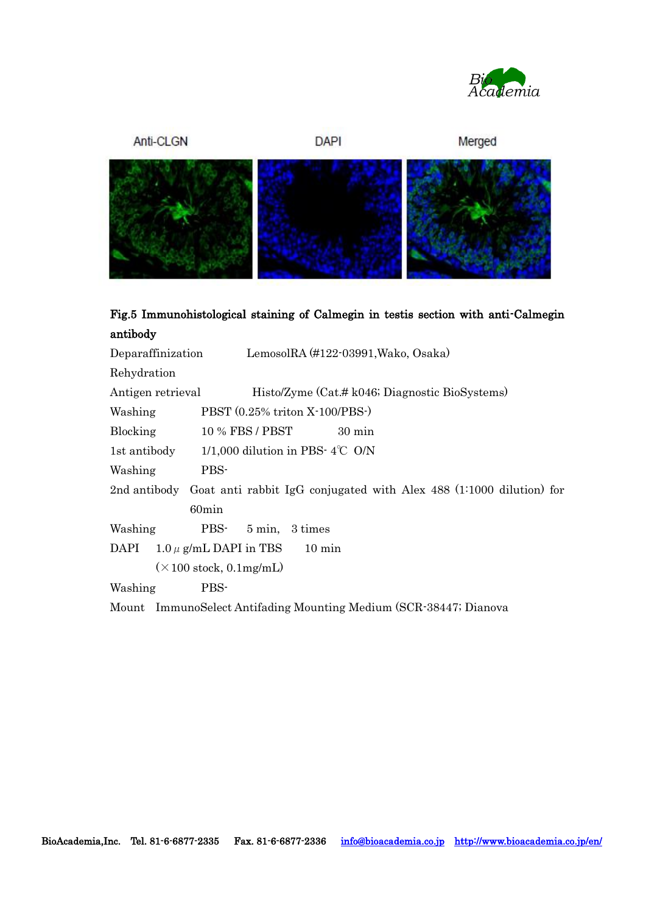Anti-CLGN

DAPI

Merged

**Fig.5 Immunohistological staining of Calmegin in testis section with anti-Calmegin antibody**

Deparaffinization LemosolRA (#122-03991,Wako, Osaka)

Rehydration

Antigen retrieval Histo/Zyme (Cat.# k046; Diagnostic BioSystems)

Washing PBST (0.25% triton X-100/PBS-)

Blocking 10 % FBS / PBST 30 min

1st antibody 1/1,000 dilution in PBS- 4℃ O/N

Washing PBS-

2nd antibody Goat anti rabbit IgG conjugated with Alex 488 (1:1000 dilution) for 60min

Washing PBS- 5 min, 3 times

DAPI 1.0 μ g/mL DAPI in TBS 10 min

(×100 stock, 0.1mg/mL)

Washing PBS-

Mount ImmunoSelect Antifading Mounting Medium (SCR-38447; Dianova